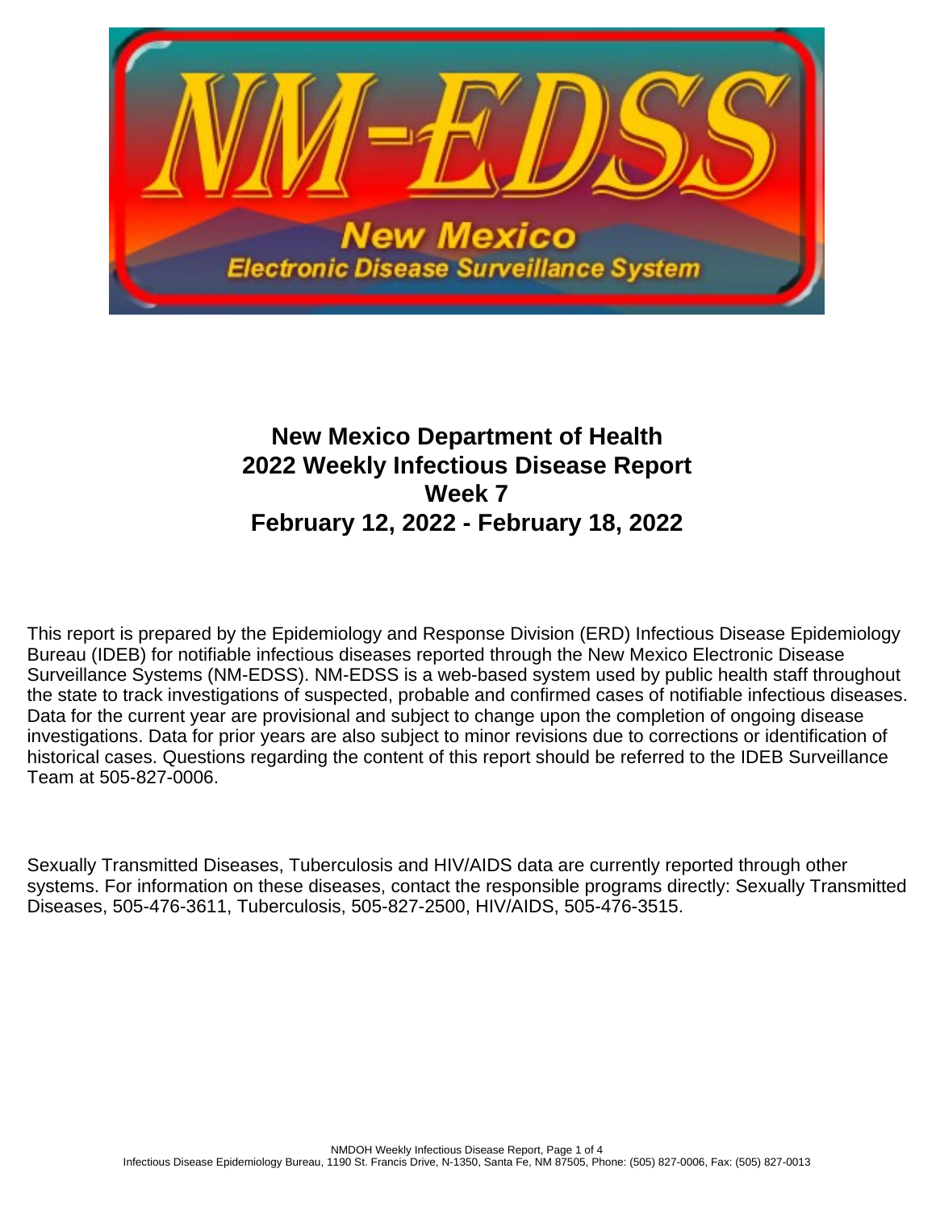# New Mexico Department of Health
# 2022 Weekly Infectious Disease Report
# Week 7
# February 12, 2022 - February 18, 2022

This report is prepared by the Epidemiology and Response Division (ERD) Infectious Disease Epidemiology Bureau (IDEB) for notifiable infectious diseases reported through the New Mexico Electronic Disease Surveillance Systems (NM-EDSS). NM-EDSS is a web-based system used by public health staff throughout the state to track investigations of suspected, probable and confirmed cases of notifiable infectious diseases. Data for the current year are provisional and subject to change upon the completion of ongoing disease investigations. Data for prior years are also subject to minor revisions due to corrections or identification of historical cases. Questions regarding the content of this report should be referred to the IDEB Surveillance Team at 505-827-0006.

Sexually Transmitted Diseases, Tuberculosis and HIV/AIDS data are currently reported through other systems. For information on these diseases, contact the responsible programs directly: Sexually Transmitted Diseases, 505-476-3611, Tuberculosis, 505-827-2500, HIV/AIDS, 505-476-3515.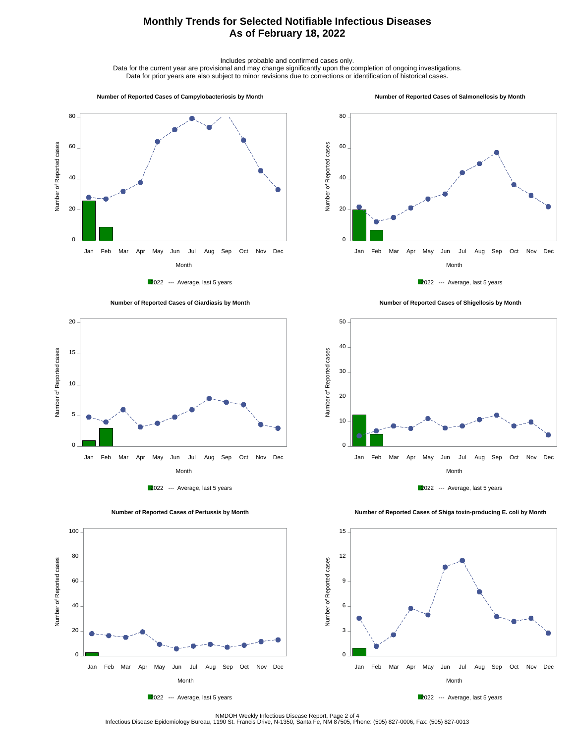# Monthly Trends for Selected Notifiable Infectious Diseases
## As of February 18, 2022

Includes probable and confirmed cases only.
Data for the current year are provisional and may change significantly upon the completion of ongoing investigations.
Data for prior years are also subject to minor revisions due to corrections or identification of historical cases.

**Number of Reported Cases of Campylobacteriosis by Month**

**Number of Reported Cases of Salmonellosis by Month**

**Number of Reported Cases of Giardiasis by Month**

**Number of Reported Cases of Shigellosis by Month**

**Number of Reported Cases of Pertussis by Month**

**Number of Reported Cases of Shiga toxin-producing E. coli by Month**

Legend (all charts): 2022 --- Average, last 5 years

Infectious Disease Epidemiology Bureau, 1190 St. Francis Drive, N-1350, Santa Fe, NM 87505, Phone: (505) 827-0006, Fax: (505) 827-0013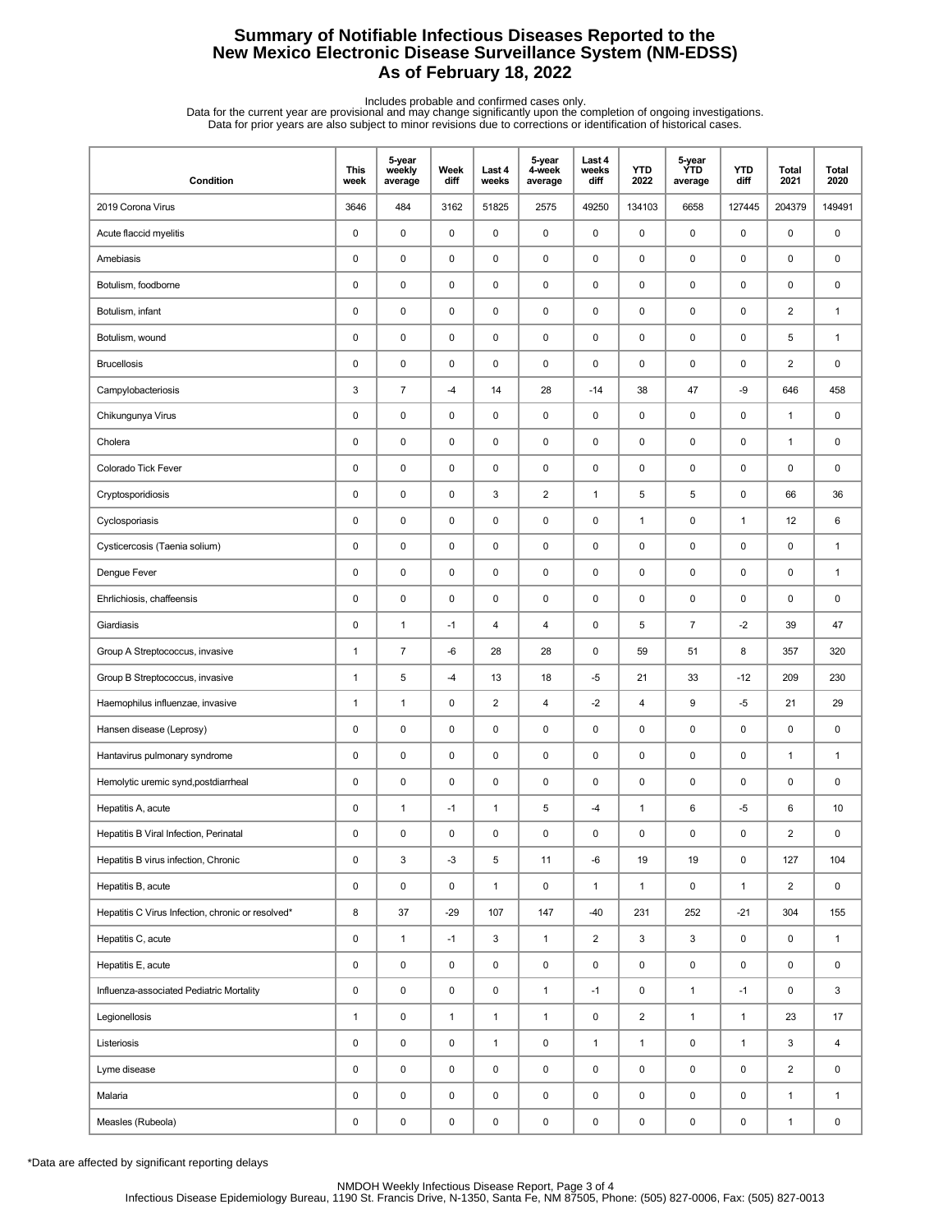# Summary of Notifiable Infectious Diseases Reported to the New Mexico Electronic Disease Surveillance System (NM-EDSS)
# As of February 18, 2022

Includes probable and confirmed cases only.
Data for the current year are provisional and may change significantly upon the completion of ongoing investigations.
Data for prior years are also subject to minor revisions due to corrections or identification of historical cases.

| Condition | This week | 5-year weekly average | Week diff | Last 4 weeks | 5-year 4-week average | Last 4 weeks diff | YTD 2022 | 5-year YTD average | YTD diff | Total 2021 | Total 2020 |
|---|---|---|---|---|---|---|---|---|---|---|---|
| 2019 Corona Virus | 3646 | 484 | 3162 | 51825 | 2575 | 49250 | 134103 | 6658 | 127445 | 204379 | 149491 |
| Acute flaccid myelitis | 0 | 0 | 0 | 0 | 0 | 0 | 0 | 0 | 0 | 0 | 0 |
| Amebiasis | 0 | 0 | 0 | 0 | 0 | 0 | 0 | 0 | 0 | 0 | 0 |
| Botulism, foodborne | 0 | 0 | 0 | 0 | 0 | 0 | 0 | 0 | 0 | 0 | 0 |
| Botulism, infant | 0 | 0 | 0 | 0 | 0 | 0 | 0 | 0 | 0 | 2 | 1 |
| Botulism, wound | 0 | 0 | 0 | 0 | 0 | 0 | 0 | 0 | 0 | 5 | 1 |
| Brucellosis | 0 | 0 | 0 | 0 | 0 | 0 | 0 | 0 | 0 | 2 | 0 |
| Campylobacteriosis | 3 | 7 | -4 | 14 | 28 | -14 | 38 | 47 | -9 | 646 | 458 |
| Chikungunya Virus | 0 | 0 | 0 | 0 | 0 | 0 | 0 | 0 | 0 | 1 | 0 |
| Cholera | 0 | 0 | 0 | 0 | 0 | 0 | 0 | 0 | 0 | 1 | 0 |
| Colorado Tick Fever | 0 | 0 | 0 | 0 | 0 | 0 | 0 | 0 | 0 | 0 | 0 |
| Cryptosporidiosis | 0 | 0 | 0 | 3 | 2 | 1 | 5 | 5 | 0 | 66 | 36 |
| Cyclosporiasis | 0 | 0 | 0 | 0 | 0 | 0 | 1 | 0 | 1 | 12 | 6 |
| Cysticercosis (Taenia solium) | 0 | 0 | 0 | 0 | 0 | 0 | 0 | 0 | 0 | 0 | 1 |
| Dengue Fever | 0 | 0 | 0 | 0 | 0 | 0 | 0 | 0 | 0 | 0 | 1 |
| Ehrlichiosis, chaffeensis | 0 | 0 | 0 | 0 | 0 | 0 | 0 | 0 | 0 | 0 | 0 |
| Giardiasis | 0 | 1 | -1 | 4 | 4 | 0 | 5 | 7 | -2 | 39 | 47 |
| Group A Streptococcus, invasive | 1 | 7 | -6 | 28 | 28 | 0 | 59 | 51 | 8 | 357 | 320 |
| Group B Streptococcus, invasive | 1 | 5 | -4 | 13 | 18 | -5 | 21 | 33 | -12 | 209 | 230 |
| Haemophilus influenzae, invasive | 1 | 1 | 0 | 2 | 4 | -2 | 4 | 9 | -5 | 21 | 29 |
| Hansen disease (Leprosy) | 0 | 0 | 0 | 0 | 0 | 0 | 0 | 0 | 0 | 0 | 0 |
| Hantavirus pulmonary syndrome | 0 | 0 | 0 | 0 | 0 | 0 | 0 | 0 | 0 | 1 | 1 |
| Hemolytic uremic synd,postdiarrheal | 0 | 0 | 0 | 0 | 0 | 0 | 0 | 0 | 0 | 0 | 0 |
| Hepatitis A, acute | 0 | 1 | -1 | 1 | 5 | -4 | 1 | 6 | -5 | 6 | 10 |
| Hepatitis B Viral Infection, Perinatal | 0 | 0 | 0 | 0 | 0 | 0 | 0 | 0 | 0 | 2 | 0 |
| Hepatitis B virus infection, Chronic | 0 | 3 | -3 | 5 | 11 | -6 | 19 | 19 | 0 | 127 | 104 |
| Hepatitis B, acute | 0 | 0 | 0 | 1 | 0 | 1 | 1 | 0 | 1 | 2 | 0 |
| Hepatitis C Virus Infection, chronic or resolved* | 8 | 37 | -29 | 107 | 147 | -40 | 231 | 252 | -21 | 304 | 155 |
| Hepatitis C, acute | 0 | 1 | -1 | 3 | 1 | 2 | 3 | 3 | 0 | 0 | 1 |
| Hepatitis E, acute | 0 | 0 | 0 | 0 | 0 | 0 | 0 | 0 | 0 | 0 | 0 |
| Influenza-associated Pediatric Mortality | 0 | 0 | 0 | 0 | 1 | -1 | 0 | 1 | -1 | 0 | 3 |
| Legionellosis | 1 | 0 | 1 | 1 | 1 | 0 | 2 | 1 | 1 | 23 | 17 |
| Listeriosis | 0 | 0 | 0 | 1 | 0 | 1 | 1 | 0 | 1 | 3 | 4 |
| Lyme disease | 0 | 0 | 0 | 0 | 0 | 0 | 0 | 0 | 0 | 2 | 0 |
| Malaria | 0 | 0 | 0 | 0 | 0 | 0 | 0 | 0 | 0 | 1 | 1 |
| Measles (Rubeola) | 0 | 0 | 0 | 0 | 0 | 0 | 0 | 0 | 0 | 1 | 0 |

*Data are affected by significant reporting delays

NMDOH Weekly Infectious Disease Report
Infectious Disease Epidemiology Bureau, 1190 St. Francis Drive, N-1350, Santa Fe, NM 87505, Phone: (505) 827-0006, Fax: (505) 827-0013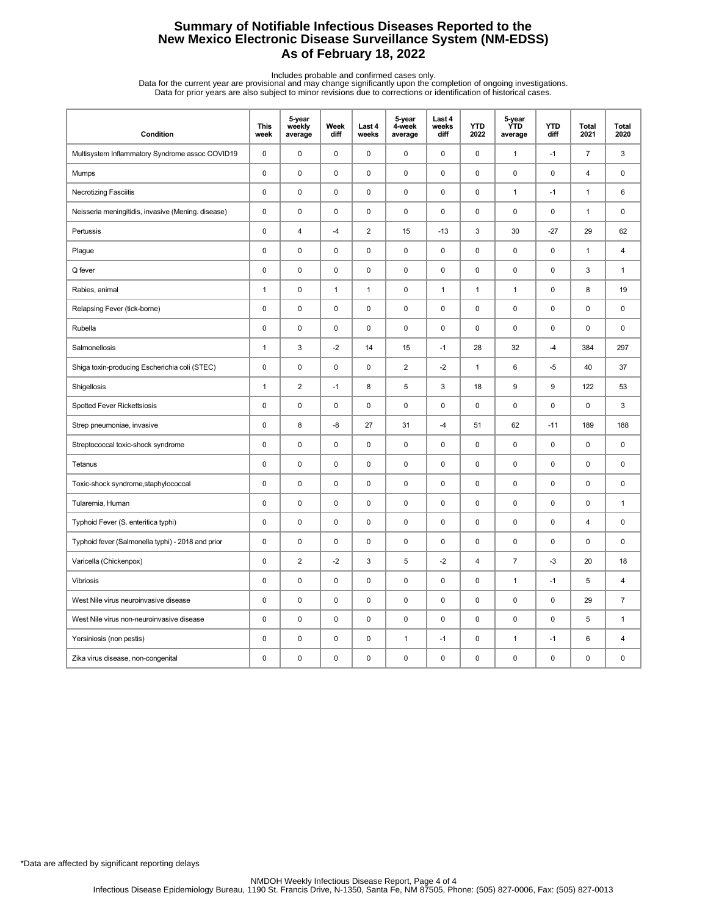# Summary of Notifiable Infectious Diseases Reported to the New Mexico Electronic Disease Surveillance System (NM-EDSS) As of February 18, 2022

Includes probable and confirmed cases only.
Data for the current year are provisional and may change significantly upon the completion of ongoing investigations.
Data for prior years are also subject to minor revisions due to corrections or identification of historical cases.

| Condition | This week | 5-year weekly average | Week diff | Last 4 weeks | 5-year 4-week average | Last 4 weeks diff | YTD 2022 | 5-year YTD average | YTD diff | Total 2021 | Total 2020 |
|---|---|---|---|---|---|---|---|---|---|---|---|
| Multisystem Inflammatory Syndrome assoc COVID19 | 0 | 0 | 0 | 0 | 0 | 0 | 0 | 1 | -1 | 7 | 3 |
| Mumps | 0 | 0 | 0 | 0 | 0 | 0 | 0 | 0 | 0 | 4 | 0 |
| Necrotizing Fasciitis | 0 | 0 | 0 | 0 | 0 | 0 | 0 | 1 | -1 | 1 | 6 |
| Neisseria meningitidis, invasive (Mening. disease) | 0 | 0 | 0 | 0 | 0 | 0 | 0 | 0 | 0 | 1 | 0 |
| Pertussis | 0 | 4 | -4 | 2 | 15 | -13 | 3 | 30 | -27 | 29 | 62 |
| Plague | 0 | 0 | 0 | 0 | 0 | 0 | 0 | 0 | 0 | 1 | 4 |
| Q fever | 0 | 0 | 0 | 0 | 0 | 0 | 0 | 0 | 0 | 3 | 1 |
| Rabies, animal | 1 | 0 | 1 | 1 | 0 | 1 | 1 | 1 | 0 | 8 | 19 |
| Relapsing Fever (tick-borne) | 0 | 0 | 0 | 0 | 0 | 0 | 0 | 0 | 0 | 0 | 0 |
| Rubella | 0 | 0 | 0 | 0 | 0 | 0 | 0 | 0 | 0 | 0 | 0 |
| Salmonellosis | 1 | 3 | -2 | 14 | 15 | -1 | 28 | 32 | -4 | 384 | 297 |
| Shiga toxin-producing Escherichia coli (STEC) | 0 | 0 | 0 | 0 | 2 | -2 | 1 | 6 | -5 | 40 | 37 |
| Shigellosis | 1 | 2 | -1 | 8 | 5 | 3 | 18 | 9 | 9 | 122 | 53 |
| Spotted Fever Rickettsiosis | 0 | 0 | 0 | 0 | 0 | 0 | 0 | 0 | 0 | 0 | 3 |
| Strep pneumoniae, invasive | 0 | 8 | -8 | 27 | 31 | -4 | 51 | 62 | -11 | 189 | 188 |
| Streptococcal toxic-shock syndrome | 0 | 0 | 0 | 0 | 0 | 0 | 0 | 0 | 0 | 0 | 0 |
| Tetanus | 0 | 0 | 0 | 0 | 0 | 0 | 0 | 0 | 0 | 0 | 0 |
| Toxic-shock syndrome,staphylococcal | 0 | 0 | 0 | 0 | 0 | 0 | 0 | 0 | 0 | 0 | 0 |
| Tularemia, Human | 0 | 0 | 0 | 0 | 0 | 0 | 0 | 0 | 0 | 0 | 1 |
| Typhoid Fever (S. enteritica typhi) | 0 | 0 | 0 | 0 | 0 | 0 | 0 | 0 | 0 | 4 | 0 |
| Typhoid fever (Salmonella typhi) - 2018 and prior | 0 | 0 | 0 | 0 | 0 | 0 | 0 | 0 | 0 | 0 | 0 |
| Varicella (Chickenpox) | 0 | 2 | -2 | 3 | 5 | -2 | 4 | 7 | -3 | 20 | 18 |
| Vibriosis | 0 | 0 | 0 | 0 | 0 | 0 | 0 | 1 | -1 | 5 | 4 |
| West Nile virus neuroinvasive disease | 0 | 0 | 0 | 0 | 0 | 0 | 0 | 0 | 0 | 29 | 7 |
| West Nile virus non-neuroinvasive disease | 0 | 0 | 0 | 0 | 0 | 0 | 0 | 0 | 0 | 5 | 1 |
| Yersiniosis (non pestis) | 0 | 0 | 0 | 0 | 1 | -1 | 0 | 1 | -1 | 6 | 4 |
| Zika virus disease, non-congenital | 0 | 0 | 0 | 0 | 0 | 0 | 0 | 0 | 0 | 0 | 0 |

*Data are affected by significant reporting delays

NMDOH Weekly Infectious Disease Report, Page 4 of 4
Infectious Disease Epidemiology Bureau, 1190 St. Francis Drive, N-1350, Santa Fe, NM 87505, Phone: (505) 827-0006, Fax: (505) 827-0013